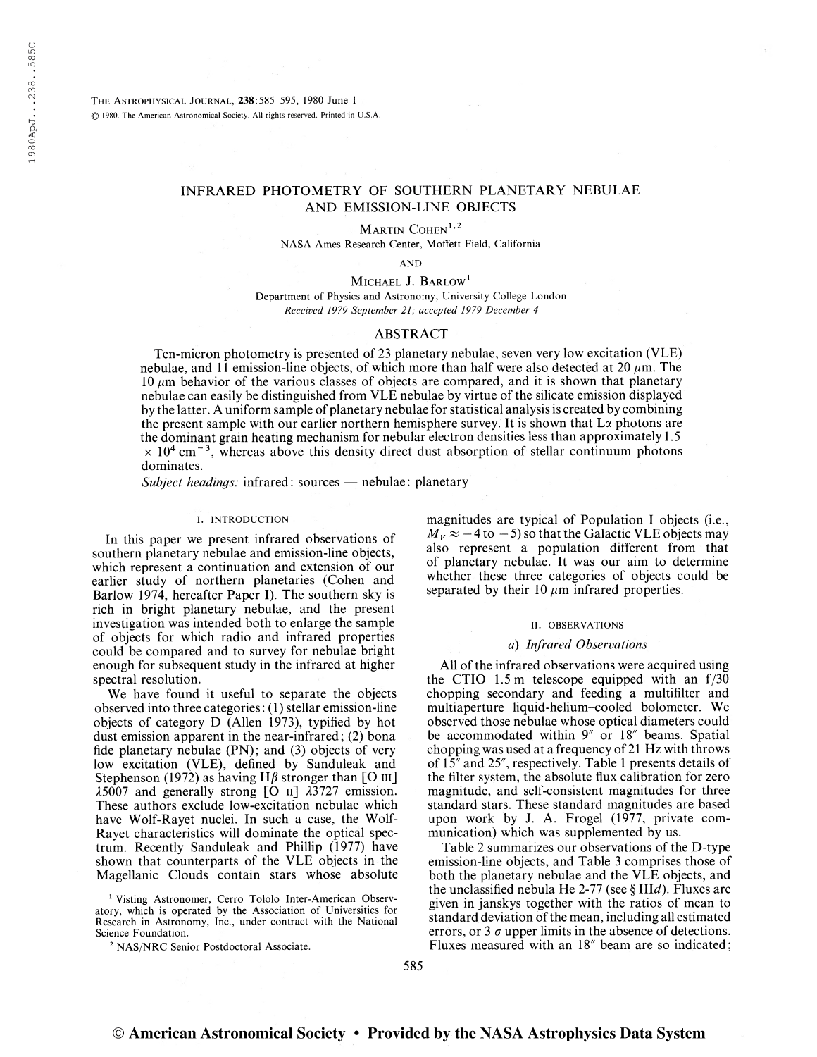# INFRARED PHOTOMETRY OF SOUTHERN PLANETARY NEBULAE AND EMISSION-LINE OBJECTS

MARTIN COHEN[1,2]

NASA Ames Research Center, Moffett Field, California

AND

MICHAEL J. BARLOW[1]

Department of Physics and Astronomy, University College London

*Received 1979 September 21; accepted 1979 December 4*

## ABSTRACT

Ten-micron photometry is presented of 23 planetary nebulae, seven very low excitation (VLE) nebulae, and 11 emission-line objects, of which more than half were also detected at 20 $\mu$m. The 10 $\mu$m behavior of the various classes of objects are compared, and it is shown that planetary nebulae can easily be distinguished from VLE nebulae by virtue of the silicate emission displayed by the latter. A uniform sample of planetary nebulae for statistical analysis is created by combining the present sample with our earlier northern hemisphere survey. It is shown that L$\alpha$ photons are the dominant grain heating mechanism for nebular electron densities less than approximately 1.5 $\times 10^4$ cm$^{-3}$, whereas above this density direct dust absorption of stellar continuum photons dominates.

*Subject headings:* infrared: sources — nebulae: planetary

## I. INTRODUCTION

In this paper we present infrared observations of southern planetary nebulae and emission-line objects, which represent a continuation and extension of our earlier study of northern planetaries (Cohen and Barlow 1974, hereafter Paper I). The southern sky is rich in bright planetary nebulae, and the present investigation was intended both to enlarge the sample of objects for which radio and infrared properties could be compared and to survey for nebulae bright enough for subsequent study in the infrared at higher spectral resolution.

We have found it useful to separate the objects observed into three categories: (1) stellar emission-line objects of category D (Allen 1973), typified by hot dust emission apparent in the near-infrared; (2) bona fide planetary nebulae (PN); and (3) objects of very low excitation (VLE), defined by Sanduleak and Stephenson (1972) as having H$\beta$ stronger than [O III] $\lambda$5007 and generally strong [O II] $\lambda$3727 emission. These authors exclude low-excitation nebulae which have Wolf-Rayet nuclei. In such a case, the Wolf-Rayet characteristics will dominate the optical spectrum. Recently Sanduleak and Phillip (1977) have shown that counterparts of the VLE objects in the Magellanic Clouds contain stars whose absolute magnitudes are typical of Population I objects (i.e., $M_V \approx -4$ to $-5$) so that the Galactic VLE objects may also represent a population different from that of planetary nebulae. It was our aim to determine whether these three categories of objects could be separated by their 10 $\mu$m infrared properties.

## II. OBSERVATIONS

### *a) Infrared Observations*

All of the infrared observations were acquired using the CTIO 1.5 m telescope equipped with an f/30 chopping secondary and feeding a multifilter and multiaperture liquid-helium–cooled bolometer. We observed those nebulae whose optical diameters could be accommodated within 9″ or 18″ beams. Spatial chopping was used at a frequency of 21 Hz with throws of 15″ and 25″, respectively. Table 1 presents details of the filter system, the absolute flux calibration for zero magnitude, and self-consistent magnitudes for three standard stars. These standard magnitudes are based upon work by J. A. Frogel (1977, private communication) which was supplemented by us.

Table 2 summarizes our observations of the D-type emission-line objects, and Table 3 comprises those of both the planetary nebulae and the VLE objects, and the unclassified nebula He 2-77 (see § III*d*). Fluxes are given in janskys together with the ratios of mean to standard deviation of the mean, including all estimated errors, or 3 $\sigma$ upper limits in the absence of detections. Fluxes measured with an 18″ beam are so indicated;

[1] Visting Astronomer, Cerro Tololo Inter-American Observatory, which is operated by the Association of Universities for Research in Astronomy, Inc., under contract with the National Science Foundation.

[2] NAS/NRC Senior Postdoctoral Associate.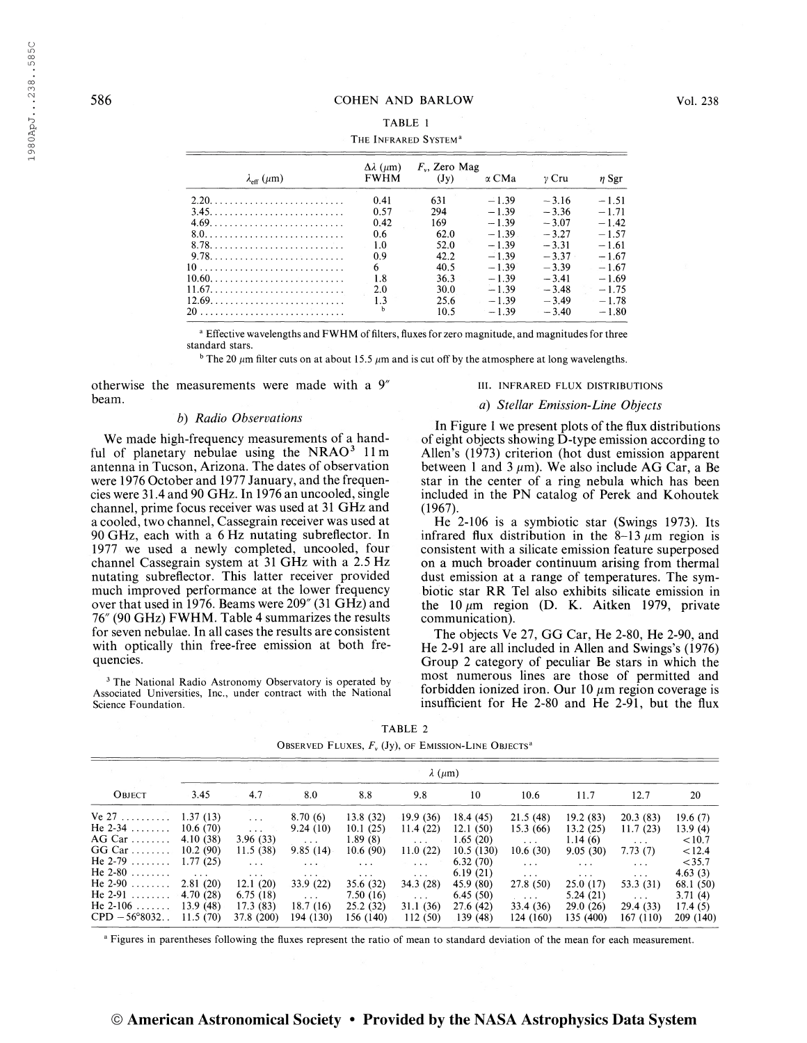TABLE 1

THE INFRARED SYSTEM[a]

| $\lambda_{\rm eff}$ ($\mu$m) | $\Delta\lambda$ ($\mu$m) FWHM | $F_\nu$, Zero Mag (Jy) | $\alpha$ CMa | $\gamma$ Cru | $\eta$ Sgr |
|---|---|---|---|---|---|
| 2.20 | 0.41 | 631 | −1.39 | −3.16 | −1.51 |
| 3.45 | 0.57 | 294 | −1.39 | −3.36 | −1.71 |
| 4.69 | 0.42 | 169 | −1.39 | −3.07 | −1.42 |
| 8.0 | 0.6 | 62.0 | −1.39 | −3.27 | −1.57 |
| 8.78 | 1.0 | 52.0 | −1.39 | −3.31 | −1.61 |
| 9.78 | 0.9 | 42.2 | −1.39 | −3.37 | −1.67 |
| 10 | 6 | 40.5 | −1.39 | −3.39 | −1.67 |
| 10.60 | 1.8 | 36.3 | −1.39 | −3.41 | −1.69 |
| 11.67 | 2.0 | 30.0 | −1.39 | −3.48 | −1.75 |
| 12.69 | 1.3 | 25.6 | −1.39 | −3.49 | −1.78 |
| 20 | [b] | 10.5 | −1.39 | −3.40 | −1.80 |

[a] Effective wavelengths and FWHM of filters, fluxes for zero magnitude, and magnitudes for three standard stars.

[b] The 20 $\mu$m filter cuts on at about 15.5 $\mu$m and is cut off by the atmosphere at long wavelengths.

otherwise the measurements were made with a 9″ beam.

### b) Radio Observations

We made high-frequency measurements of a handful of planetary nebulae using the NRAO[3] 11 m antenna in Tucson, Arizona. The dates of observation were 1976 October and 1977 January, and the frequencies were 31.4 and 90 GHz. In 1976 an uncooled, single channel, prime focus receiver was used at 31 GHz and a cooled, two channel, Cassegrain receiver was used at 90 GHz, each with a 6 Hz nutating subreflector. In 1977 we used a newly completed, uncooled, four channel Cassegrain system at 31 GHz with a 2.5 Hz nutating subreflector. This latter receiver provided much improved performance at the lower frequency over that used in 1976. Beams were 209″ (31 GHz) and 76″ (90 GHz) FWHM. Table 4 summarizes the results for seven nebulae. In all cases the results are consistent with optically thin free-free emission at both frequencies.

[3] The National Radio Astronomy Observatory is operated by Associated Universities, Inc., under contract with the National Science Foundation.

## III. INFRARED FLUX DISTRIBUTIONS

### a) Stellar Emission-Line Objects

In Figure 1 we present plots of the flux distributions of eight objects showing D-type emission according to Allen's (1973) criterion (hot dust emission apparent between 1 and 3 $\mu$m). We also include AG Car, a Be star in the center of a ring nebula which has been included in the PN catalog of Perek and Kohoutek (1967).

He 2-106 is a symbiotic star (Swings 1973). Its infrared flux distribution in the 8–13 $\mu$m region is consistent with a silicate emission feature superposed on a much broader continuum arising from thermal dust emission at a range of temperatures. The symbiotic star RR Tel also exhibits silicate emission in the 10 $\mu$m region (D. K. Aitken 1979, private communication).

The objects Ve 27, GG Car, He 2-80, He 2-90, and He 2-91 are all included in Allen and Swings's (1976) Group 2 category of peculiar Be stars in which the most numerous lines are those of permitted and forbidden ionized iron. Our 10 $\mu$m region coverage is insufficient for He 2-80 and He 2-91, but the flux

TABLE 2

OBSERVED FLUXES, $F_\nu$ (Jy), OF EMISSION-LINE OBJECTS[a]

| OBJECT | 3.45 | 4.7 | 8.0 | 8.8 | 9.8 | 10 | 10.6 | 11.7 | 12.7 | 20 |
|---|---|---|---|---|---|---|---|---|---|---|
| Ve 27 | 1.37 (13) | ... | 8.70 (6) | 13.8 (32) | 19.9 (36) | 18.4 (45) | 21.5 (48) | 19.2 (83) | 20.3 (83) | 19.6 (7) |
| He 2-34 | 10.6 (70) | ... | 9.24 (10) | 10.1 (25) | 11.4 (22) | 12.1 (50) | 15.3 (66) | 13.2 (25) | 11.7 (23) | 13.9 (4) |
| AG Car | 4.10 (38) | 3.96 (33) | ... | 1.89 (8) | ... | 1.65 (20) | ... | 1.14 (6) | ... | <10.7 |
| GG Car | 10.2 (90) | 11.5 (38) | 9.85 (14) | 10.6 (90) | 11.0 (22) | 10.5 (130) | 10.6 (30) | 9.05 (30) | 7.73 (7) | <12.4 |
| He 2-79 | 1.77 (25) | ... | ... | ... | ... | 6.32 (70) | ... | ... | ... | <35.7 |
| He 2-80 | ... | ... | ... | ... | ... | 6.19 (21) | ... | ... | ... | 4.63 (3) |
| He 2-90 | 2.81 (20) | 12.1 (20) | 33.9 (22) | 35.6 (32) | 34.3 (28) | 45.9 (80) | 27.8 (50) | 25.0 (17) | 53.3 (31) | 68.1 (50) |
| He 2-91 | 4.70 (28) | 6.75 (18) | ... | 7.50 (16) | ... | 6.45 (50) | ... | 5.24 (21) | ... | 3.71 (4) |
| He 2-106 | 13.9 (48) | 17.3 (83) | 18.7 (16) | 25.2 (32) | 31.1 (36) | 27.6 (42) | 33.4 (36) | 29.0 (26) | 29.4 (33) | 17.4 (5) |
| CPD −56°8032 | 11.5 (70) | 37.8 (200) | 194 (130) | 156 (140) | 112 (50) | 139 (48) | 124 (160) | 135 (400) | 167 (110) | 209 (140) |

Column headings give $\lambda$ ($\mu$m).

[a] Figures in parentheses following the fluxes represent the ratio of mean to standard deviation of the mean for each measurement.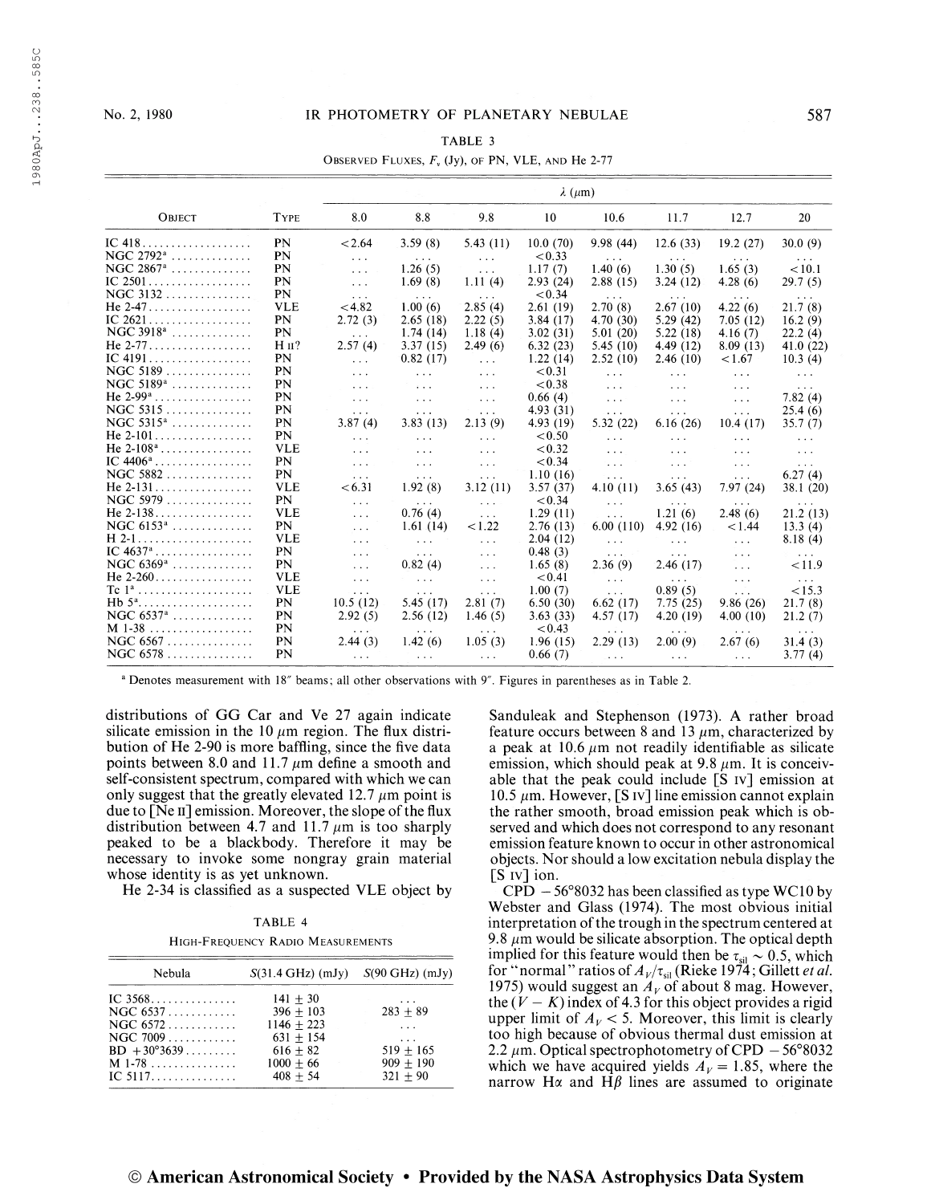TABLE 3

OBSERVED FLUXES, $F_\nu$ (Jy), OF PN, VLE, AND He 2-77

| OBJECT | TYPE | 8.0 | 8.8 | 9.8 | 10 | 10.6 | 11.7 | 12.7 | 20 |
|---|---|---|---|---|---|---|---|---|---|
| | | λ (μm) | | | | | | | |
| IC 418 | PN | <2.64 | 3.59 (8) | 5.43 (11) | 10.0 (70) | 9.98 (44) | 12.6 (33) | 19.2 (27) | 30.0 (9) |
| NGC 2792[a] | PN | ... | ... | ... | <0.33 | ... | ... | ... | ... |
| NGC 2867[a] | PN | ... | 1.26 (5) | ... | 1.17 (7) | 1.40 (6) | 1.30 (5) | 1.65 (3) | <10.1 |
| IC 2501 | PN | ... | 1.69 (8) | 1.11 (4) | 2.93 (24) | 2.88 (15) | 3.24 (12) | 4.28 (6) | 29.7 (5) |
| NGC 3132 | PN | ... | ... | ... | <0.34 | ... | ... | ... | ... |
| He 2-47 | VLE | <4.82 | 1.00 (6) | 2.85 (4) | 2.61 (19) | 2.70 (8) | 2.67 (10) | 4.22 (6) | 21.7 (8) |
| IC 2621 | PN | 2.72 (3) | 2.65 (18) | 2.22 (5) | 3.84 (17) | 4.70 (30) | 5.29 (42) | 7.05 (12) | 16.2 (9) |
| NGC 3918[a] | PN | ... | 1.74 (14) | 1.18 (4) | 3.02 (31) | 5.01 (20) | 5.22 (18) | 4.16 (7) | 22.2 (4) |
| He 2-77 | H II? | 2.57 (4) | 3.37 (15) | 2.49 (6) | 6.32 (23) | 5.45 (10) | 4.49 (12) | 8.09 (13) | 41.0 (22) |
| IC 4191 | PN | ... | 0.82 (17) | ... | 1.22 (14) | 2.52 (10) | 2.46 (10) | <1.67 | 10.3 (4) |
| NGC 5189 | PN | ... | ... | ... | <0.31 | ... | ... | ... | ... |
| NGC 5189[a] | PN | ... | ... | ... | <0.38 | ... | ... | ... | ... |
| He 2-99[a] | PN | ... | ... | ... | 0.66 (4) | ... | ... | ... | 7.82 (4) |
| NGC 5315 | PN | ... | ... | ... | 4.93 (31) | ... | ... | ... | 25.4 (6) |
| NGC 5315[a] | PN | 3.87 (4) | 3.83 (13) | 2.13 (9) | 4.93 (19) | 5.32 (22) | 6.16 (26) | 10.4 (17) | 35.7 (7) |
| He 2-101 | PN | ... | ... | ... | <0.50 | ... | ... | ... | ... |
| He 2-108[a] | VLE | ... | ... | ... | <0.32 | ... | ... | ... | ... |
| IC 4406[a] | PN | ... | ... | ... | <0.34 | ... | ... | ... | ... |
| NGC 5882 | PN | ... | ... | ... | 1.10 (16) | ... | ... | ... | 6.27 (4) |
| He 2-131 | VLE | <6.31 | 1.92 (8) | 3.12 (11) | 3.57 (37) | 4.10 (11) | 3.65 (43) | 7.97 (24) | 38.1 (20) |
| NGC 5979 | PN | ... | ... | ... | <0.34 | ... | ... | ... | ... |
| He 2-138 | VLE | ... | 0.76 (4) | ... | 1.29 (11) | ... | 1.21 (6) | 2.48 (6) | 21.2 (13) |
| NGC 6153[a] | PN | ... | 1.61 (14) | <1.22 | 2.76 (13) | 6.00 (110) | 4.92 (16) | <1.44 | 13.3 (4) |
| H 2-1 | VLE | ... | ... | ... | 2.04 (12) | ... | ... | ... | 8.18 (4) |
| IC 4637[a] | PN | ... | ... | ... | 0.48 (3) | ... | ... | ... | ... |
| NGC 6369[a] | PN | ... | 0.82 (4) | ... | 1.65 (8) | 2.36 (9) | 2.46 (17) | ... | <11.9 |
| He 2-260 | VLE | ... | ... | ... | <0.41 | ... | ... | ... | ... |
| Tc 1[a] | VLE | ... | ... | ... | 1.00 (7) | ... | 0.89 (5) | ... | <15.3 |
| Hb 5[a] | PN | 10.5 (12) | 5.45 (17) | 2.81 (7) | 6.50 (30) | 6.62 (17) | 7.75 (25) | 9.86 (26) | 21.7 (8) |
| NGC 6537[a] | PN | 2.92 (5) | 2.56 (12) | 1.46 (5) | 3.63 (33) | 4.57 (17) | 4.20 (19) | 4.00 (10) | 21.2 (7) |
| M 1-38 | PN | ... | ... | ... | <0.43 | ... | ... | ... | ... |
| NGC 6567 | PN | 2.44 (3) | 1.42 (6) | 1.05 (3) | 1.96 (15) | 2.29 (13) | 2.00 (9) | 2.67 (6) | 31.4 (3) |
| NGC 6578 | PN | ... | ... | ... | 0.66 (7) | ... | ... | ... | 3.77 (4) |

[a] Denotes measurement with 18″ beams; all other observations with 9″. Figures in parentheses as in Table 2.

distributions of GG Car and Ve 27 again indicate silicate emission in the 10 μm region. The flux distribution of He 2-90 is more baffling, since the five data points between 8.0 and 11.7 μm define a smooth and self-consistent spectrum, compared with which we can only suggest that the greatly elevated 12.7 μm point is due to [Ne II] emission. Moreover, the slope of the flux distribution between 4.7 and 11.7 μm is too sharply peaked to be a blackbody. Therefore it may be necessary to invoke some nongray grain material whose identity is as yet unknown.

He 2-34 is classified as a suspected VLE object by Sanduleak and Stephenson (1973). A rather broad feature occurs between 8 and 13 μm, characterized by a peak at 10.6 μm not readily identifiable as silicate emission, which should peak at 9.8 μm. It is conceivable that the peak could include [S IV] emission at 10.5 μm. However, [S IV] line emission cannot explain the rather smooth, broad emission peak which is observed and which does not correspond to any resonant emission feature known to occur in other astronomical objects. Nor should a low excitation nebula display the [S IV] ion.

TABLE 4

HIGH-FREQUENCY RADIO MEASUREMENTS

| Nebula | S(31.4 GHz) (mJy) | S(90 GHz) (mJy) |
|---|---|---|
| IC 3568 | 141 ± 30 | ... |
| NGC 6537 | 396 ± 103 | 283 ± 89 |
| NGC 6572 | 1146 ± 223 | ... |
| NGC 7009 | 631 ± 154 | ... |
| BD +30°3639 | 616 ± 82 | 519 ± 165 |
| M 1-78 | 1000 ± 66 | 909 ± 190 |
| IC 5117 | 408 ± 54 | 321 ± 90 |

CPD −56°8032 has been classified as type WC10 by Webster and Glass (1974). The most obvious initial interpretation of the trough in the spectrum centered at 9.8 μm would be silicate absorption. The optical depth implied for this feature would then be $\tau_{\rm sil} \sim 0.5$, which for "normal" ratios of $A_V/\tau_{\rm sil}$ (Rieke 1974; Gillett *et al.* 1975) would suggest an $A_V$ of about 8 mag. However, the $(V - K)$ index of 4.3 for this object provides a rigid upper limit of $A_V < 5$. Moreover, this limit is clearly too high because of obvious thermal dust emission at 2.2 μm. Optical spectrophotometry of CPD −56°8032 which we have acquired yields $A_V = 1.85$, where the narrow Hα and Hβ lines are assumed to originate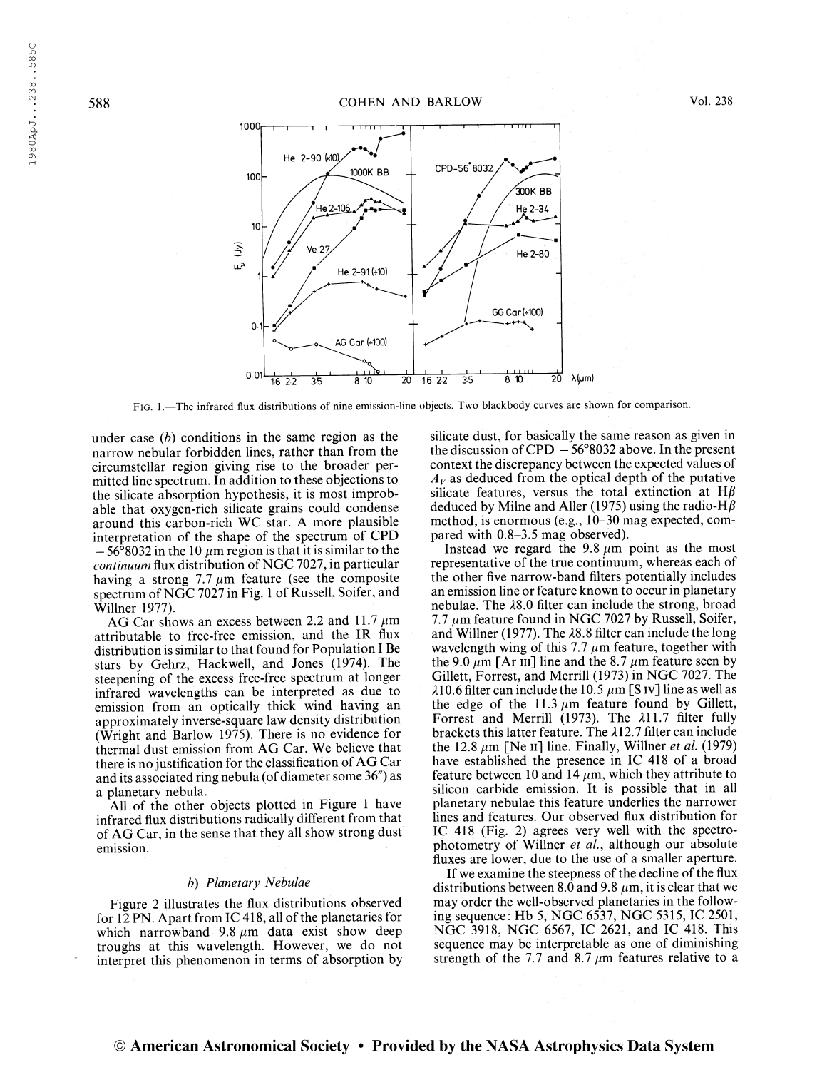FIG. 1.—The infrared flux distributions of nine emission-line objects. Two blackbody curves are shown for comparison.

under case (*b*) conditions in the same region as the narrow nebular forbidden lines, rather than from the circumstellar region giving rise to the broader permitted line spectrum. In addition to these objections to the silicate absorption hypothesis, it is most improbable that oxygen-rich silicate grains could condense around this carbon-rich WC star. A more plausible interpretation of the shape of the spectrum of CPD $-56°8032$ in the 10 $\mu$m region is that it is similar to the *continuum* flux distribution of NGC 7027, in particular having a strong 7.7 $\mu$m feature (see the composite spectrum of NGC 7027 in Fig. 1 of Russell, Soifer, and Willner 1977).

AG Car shows an excess between 2.2 and 11.7 $\mu$m attributable to free-free emission, and the IR flux distribution is similar to that found for Population I Be stars by Gehrz, Hackwell, and Jones (1974). The steepening of the excess free-free spectrum at longer infrared wavelengths can be interpreted as due to emission from an optically thick wind having an approximately inverse-square law density distribution (Wright and Barlow 1975). There is no evidence for thermal dust emission from AG Car. We believe that there is no justification for the classification of AG Car and its associated ring nebula (of diameter some 36″) as a planetary nebula.

All of the other objects plotted in Figure 1 have infrared flux distributions radically different from that of AG Car, in the sense that they all show strong dust emission.

### *b) Planetary Nebulae*

Figure 2 illustrates the flux distributions observed for 12 PN. Apart from IC 418, all of the planetaries for which narrowband 9.8 $\mu$m data exist show deep troughs at this wavelength. However, we do not interpret this phenomenon in terms of absorption by silicate dust, for basically the same reason as given in the discussion of CPD $-56°8032$ above. In the present context the discrepancy between the expected values of $A_V$ as deduced from the optical depth of the putative silicate features, versus the total extinction at H$\beta$ deduced by Milne and Aller (1975) using the radio-H$\beta$ method, is enormous (e.g., 10–30 mag expected, compared with 0.8–3.5 mag observed).

Instead we regard the 9.8 $\mu$m point as the most representative of the true continuum, whereas each of the other five narrow-band filters potentially includes an emission line or feature known to occur in planetary nebulae. The $\lambda$8.0 filter can include the strong, broad 7.7 $\mu$m feature found in NGC 7027 by Russell, Soifer, and Willner (1977). The $\lambda$8.8 filter can include the long wavelength wing of this 7.7 $\mu$m feature, together with the 9.0 $\mu$m [Ar III] line and the 8.7 $\mu$m feature seen by Gillett, Forrest, and Merrill (1973) in NGC 7027. The $\lambda$10.6 filter can include the 10.5 $\mu$m [S IV] line as well as the edge of the 11.3 $\mu$m feature found by Gillett, Forrest and Merrill (1973). The $\lambda$11.7 filter fully brackets this latter feature. The $\lambda$12.7 filter can include the 12.8 $\mu$m [Ne II] line. Finally, Willner *et al.* (1979) have established the presence in IC 418 of a broad feature between 10 and 14 $\mu$m, which they attribute to silicon carbide emission. It is possible that in all planetary nebulae this feature underlies the narrower lines and features. Our observed flux distribution for IC 418 (Fig. 2) agrees very well with the spectrophotometry of Willner *et al.*, although our absolute fluxes are lower, due to the use of a smaller aperture.

If we examine the steepness of the decline of the flux distributions between 8.0 and 9.8 $\mu$m, it is clear that we may order the well-observed planetaries in the following sequence: Hb 5, NGC 6537, NGC 5315, IC 2501, NGC 3918, NGC 6567, IC 2621, and IC 418. This sequence may be interpretable as one of diminishing strength of the 7.7 and 8.7 $\mu$m features relative to a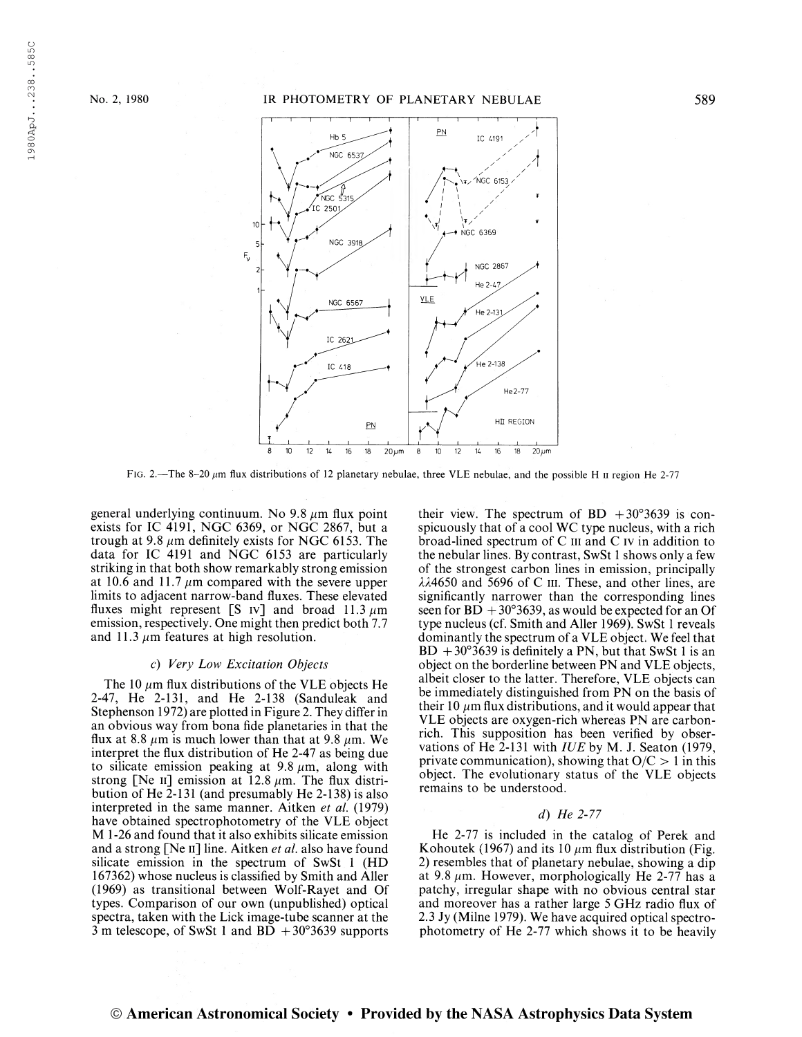FIG. 2.—The 8–20 μm flux distributions of 12 planetary nebulae, three VLE nebulae, and the possible H II region He 2-77

general underlying continuum. No 9.8 μm flux point exists for IC 4191, NGC 6369, or NGC 2867, but a trough at 9.8 μm definitely exists for NGC 6153. The data for IC 4191 and NGC 6153 are particularly striking in that both show remarkably strong emission at 10.6 and 11.7 μm compared with the severe upper limits to adjacent narrow-band fluxes. These elevated fluxes might represent [S IV] and broad 11.3 μm emission, respectively. One might then predict both 7.7 and 11.3 μm features at high resolution.

### c) *Very Low Excitation Objects*

The 10 μm flux distributions of the VLE objects He 2-47, He 2-131, and He 2-138 (Sanduleak and Stephenson 1972) are plotted in Figure 2. They differ in an obvious way from bona fide planetaries in that the flux at 8.8 μm is much lower than that at 9.8 μm. We interpret the flux distribution of He 2-47 as being due to silicate emission peaking at 9.8 μm, along with strong [Ne II] emission at 12.8 μm. The flux distribution of He 2-131 (and presumably He 2-138) is also interpreted in the same manner. Aitken *et al.* (1979) have obtained spectrophotometry of the VLE object M 1-26 and found that it also exhibits silicate emission and a strong [Ne II] line. Aitken *et al.* also have found silicate emission in the spectrum of SwSt 1 (HD 167362) whose nucleus is classified by Smith and Aller (1969) as transitional between Wolf-Rayet and Of types. Comparison of our own (unpublished) optical spectra, taken with the Lick image-tube scanner at the 3 m telescope, of SwSt 1 and BD +30°3639 supports their view. The spectrum of BD +30°3639 is conspicuously that of a cool WC type nucleus, with a rich broad-lined spectrum of C III and C IV in addition to the nebular lines. By contrast, SwSt 1 shows only a few of the strongest carbon lines in emission, principally λλ4650 and 5696 of C III. These, and other lines, are significantly narrower than the corresponding lines seen for BD +30°3639, as would be expected for an Of type nucleus (cf. Smith and Aller 1969). SwSt 1 reveals dominantly the spectrum of a VLE object. We feel that BD +30°3639 is definitely a PN, but that SwSt 1 is an object on the borderline between PN and VLE objects, albeit closer to the latter. Therefore, VLE objects can be immediately distinguished from PN on the basis of their 10 μm flux distributions, and it would appear that VLE objects are oxygen-rich whereas PN are carbon-rich. This supposition has been verified by observations of He 2-131 with *IUE* by M. J. Seaton (1979, private communication), showing that O/C > 1 in this object. The evolutionary status of the VLE objects remains to be understood.

### d) *He 2-77*

He 2-77 is included in the catalog of Perek and Kohoutek (1967) and its 10 μm flux distribution (Fig. 2) resembles that of planetary nebulae, showing a dip at 9.8 μm. However, morphologically He 2-77 has a patchy, irregular shape with no obvious central star and moreover has a rather large 5 GHz radio flux of 2.3 Jy (Milne 1979). We have acquired optical spectrophotometry of He 2-77 which shows it to be heavily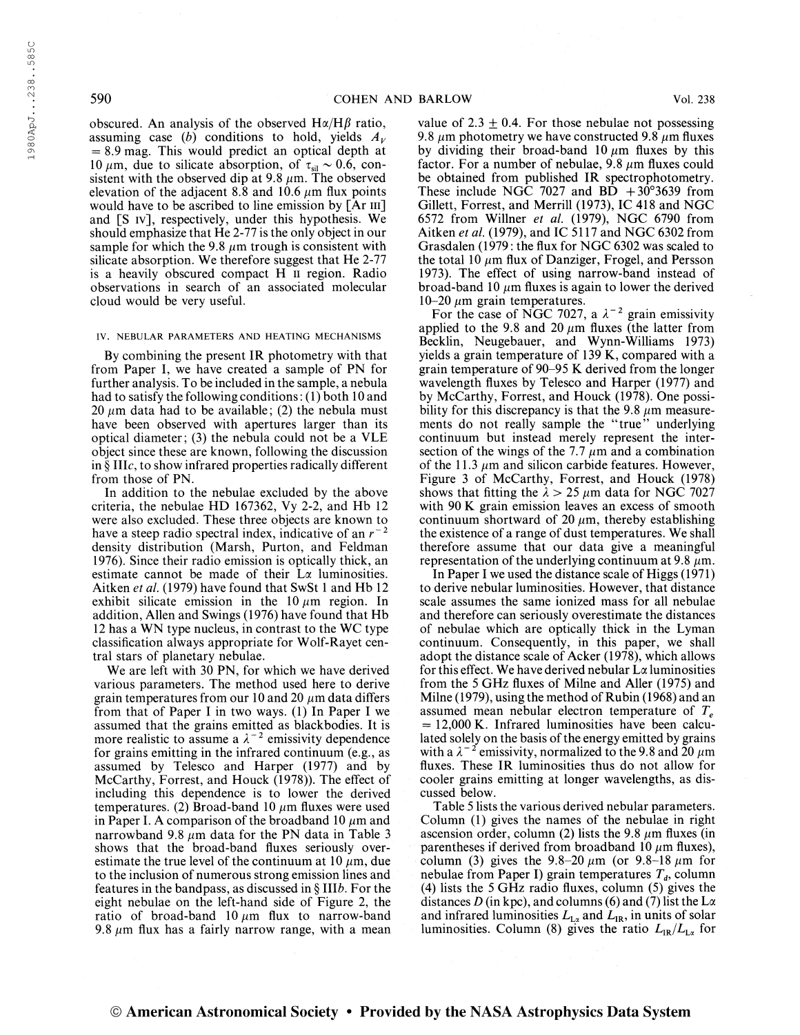obscured. An analysis of the observed H$\alpha$/H$\beta$ ratio, assuming case (*b*) conditions to hold, yields $A_V$ = 8.9 mag. This would predict an optical depth at 10 $\mu$m, due to silicate absorption, of $\tau_{\rm sil} \sim 0.6$, consistent with the observed dip at 9.8 $\mu$m. The observed elevation of the adjacent 8.8 and 10.6 $\mu$m flux points would have to be ascribed to line emission by [Ar III] and [S IV], respectively, under this hypothesis. We should emphasize that He 2-77 is the only object in our sample for which the 9.8 $\mu$m trough is consistent with silicate absorption. We therefore suggest that He 2-77 is a heavily obscured compact H II region. Radio observations in search of an associated molecular cloud would be very useful.

## IV. NEBULAR PARAMETERS AND HEATING MECHANISMS

By combining the present IR photometry with that from Paper I, we have created a sample of PN for further analysis. To be included in the sample, a nebula had to satisfy the following conditions: (1) both 10 and 20 $\mu$m data had to be available; (2) the nebula must have been observed with apertures larger than its optical diameter; (3) the nebula could not be a VLE object since these are known, following the discussion in § III*c*, to show infrared properties radically different from those of PN.

In addition to the nebulae excluded by the above criteria, the nebulae HD 167362, Vy 2-2, and Hb 12 were also excluded. These three objects are known to have a steep radio spectral index, indicative of an $r^{-2}$ density distribution (Marsh, Purton, and Feldman 1976). Since their radio emission is optically thick, an estimate cannot be made of their L$\alpha$ luminosities. Aitken *et al.* (1979) have found that SwSt 1 and Hb 12 exhibit silicate emission in the 10 $\mu$m region. In addition, Allen and Swings (1976) have found that Hb 12 has a WN type nucleus, in contrast to the WC type classification always appropriate for Wolf-Rayet central stars of planetary nebulae.

We are left with 30 PN, for which we have derived various parameters. The method used here to derive grain temperatures from our 10 and 20 $\mu$m data differs from that of Paper I in two ways. (1) In Paper I we assumed that the grains emitted as blackbodies. It is more realistic to assume a $\lambda^{-2}$ emissivity dependence for grains emitting in the infrared continuum (e.g., as assumed by Telesco and Harper (1977) and by McCarthy, Forrest, and Houck (1978)). The effect of including this dependence is to lower the derived temperatures. (2) Broad-band 10 $\mu$m fluxes were used in Paper I. A comparison of the broadband 10 $\mu$m and narrowband 9.8 $\mu$m data for the PN data in Table 3 shows that the broad-band fluxes seriously overestimate the true level of the continuum at 10 $\mu$m, due to the inclusion of numerous strong emission lines and features in the bandpass, as discussed in § III*b*. For the eight nebulae on the left-hand side of Figure 2, the ratio of broad-band 10 $\mu$m flux to narrow-band 9.8 $\mu$m flux has a fairly narrow range, with a mean value of $2.3 \pm 0.4$. For those nebulae not possessing 9.8 $\mu$m photometry we have constructed 9.8 $\mu$m fluxes by dividing their broad-band 10 $\mu$m fluxes by this factor. For a number of nebulae, 9.8 $\mu$m fluxes could be obtained from published IR spectrophotometry. These include NGC 7027 and BD +30°3639 from Gillett, Forrest, and Merrill (1973), IC 418 and NGC 6572 from Willner *et al.* (1979), NGC 6790 from Aitken *et al.* (1979), and IC 5117 and NGC 6302 from Grasdalen (1979: the flux for NGC 6302 was scaled to the total 10 $\mu$m flux of Danziger, Frogel, and Persson 1973). The effect of using narrow-band instead of broad-band 10 $\mu$m fluxes is again to lower the derived 10–20 $\mu$m grain temperatures.

For the case of NGC 7027, a $\lambda^{-2}$ grain emissivity applied to the 9.8 and 20 $\mu$m fluxes (the latter from Becklin, Neugebauer, and Wynn-Williams 1973) yields a grain temperature of 139 K, compared with a grain temperature of 90–95 K derived from the longer wavelength fluxes by Telesco and Harper (1977) and by McCarthy, Forrest, and Houck (1978). One possibility for this discrepancy is that the 9.8 $\mu$m measurements do not really sample the "true" underlying continuum but instead merely represent the intersection of the wings of the 7.7 $\mu$m and a combination of the 11.3 $\mu$m and silicon carbide features. However, Figure 3 of McCarthy, Forrest, and Houck (1978) shows that fitting the $\lambda > 25$ $\mu$m data for NGC 7027 with 90 K grain emission leaves an excess of smooth continuum shortward of 20 $\mu$m, thereby establishing the existence of a range of dust temperatures. We shall therefore assume that our data give a meaningful representation of the underlying continuum at 9.8 $\mu$m.

In Paper I we used the distance scale of Higgs (1971) to derive nebular luminosities. However, that distance scale assumes the same ionized mass for all nebulae and therefore can seriously overestimate the distances of nebulae which are optically thick in the Lyman continuum. Consequently, in this paper, we shall adopt the distance scale of Acker (1978), which allows for this effect. We have derived nebular L$\alpha$ luminosities from the 5 GHz fluxes of Milne and Aller (1975) and Milne (1979), using the method of Rubin (1968) and an assumed mean nebular electron temperature of $T_e$ = 12,000 K. Infrared luminosities have been calculated solely on the basis of the energy emitted by grains with a $\lambda^{-2}$ emissivity, normalized to the 9.8 and 20 $\mu$m fluxes. These IR luminosities thus do not allow for cooler grains emitting at longer wavelengths, as discussed below.

Table 5 lists the various derived nebular parameters. Column (1) gives the names of the nebulae in right ascension order, column (2) lists the 9.8 $\mu$m fluxes (in parentheses if derived from broadband 10 $\mu$m fluxes), column (3) gives the 9.8–20 $\mu$m (or 9.8–18 $\mu$m for nebulae from Paper I) grain temperatures $T_d$, column (4) lists the 5 GHz radio fluxes, column (5) gives the distances $D$ (in kpc), and columns (6) and (7) list the L$\alpha$ and infrared luminosities $L_{\rm L\alpha}$ and $L_{\rm IR}$, in units of solar luminosities. Column (8) gives the ratio $L_{\rm IR}/L_{\rm L\alpha}$ for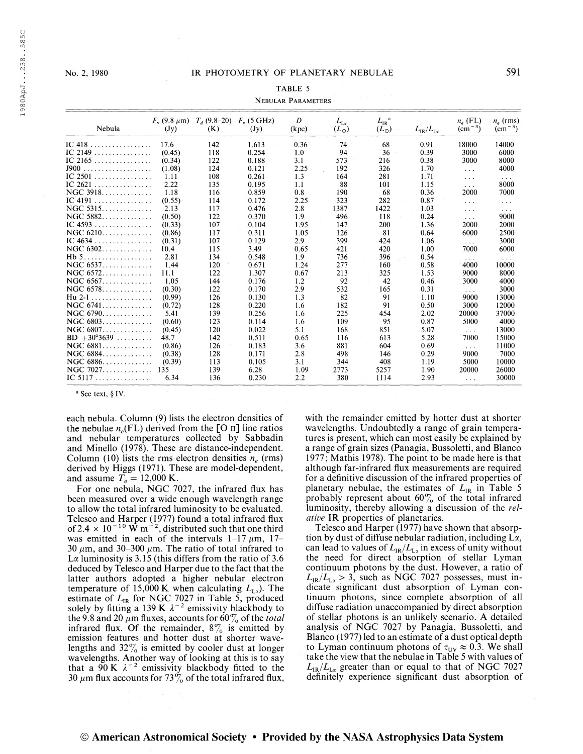TABLE 5

NEBULAR PARAMETERS

| Nebula | $F_\nu$ (9.8 μm) (Jy) | $T_d$ (9.8–20) (K) | $F_\nu$ (5 GHz) (Jy) | $D$ (kpc) | $L_{L\alpha}$ ($L_\odot$) | $L_{IR}$[a] ($L_\odot$) | $L_{IR}/L_{L\alpha}$ | $n_e$ (FL) (cm$^{-3}$) | $n_e$ (rms) (cm$^{-3}$) |
|---|---|---|---|---|---|---|---|---|---|
| IC 418 | 17.6 | 142 | 1.613 | 0.36 | 74 | 68 | 0.91 | 18000 | 14000 |
| IC 2149 | (0.45) | 118 | 0.254 | 1.0 | 94 | 36 | 0.39 | 3000 | 6000 |
| IC 2165 | (0.34) | 122 | 0.188 | 3.1 | 573 | 216 | 0.38 | 3000 | 8000 |
| J900 | (1.08) | 124 | 0.121 | 2.25 | 192 | 326 | 1.70 | ... | 4000 |
| IC 2501 | 1.11 | 108 | 0.261 | 1.3 | 164 | 281 | 1.71 | ... | ... |
| IC 2621 | 2.22 | 135 | 0.195 | 1.1 | 88 | 101 | 1.15 | ... | 8000 |
| NGC 3918 | 1.18 | 116 | 0.859 | 0.8 | 190 | 68 | 0.36 | 2000 | 7000 |
| IC 4191 | (0.55) | 114 | 0.172 | 2.25 | 323 | 282 | 0.87 | ... | ... |
| NGC 5315 | 2.13 | 117 | 0.476 | 2.8 | 1387 | 1422 | 1.03 | ... | ... |
| NGC 5882 | (0.50) | 122 | 0.370 | 1.9 | 496 | 118 | 0.24 | ... | 9000 |
| IC 4593 | (0.33) | 107 | 0.104 | 1.95 | 147 | 200 | 1.36 | 2000 | 2000 |
| NGC 6210 | (0.86) | 117 | 0.311 | 1.05 | 126 | 81 | 0.64 | 6000 | 2500 |
| IC 4634 | (0.31) | 107 | 0.129 | 2.9 | 399 | 424 | 1.06 | ... | 3000 |
| NGC 6302 | 10.4 | 115 | 3.49 | 0.65 | 421 | 420 | 1.00 | 7000 | 6000 |
| Hb 5 | 2.81 | 134 | 0.548 | 1.9 | 736 | 396 | 0.54 | ... | ... |
| NGC 6537 | 1.44 | 120 | 0.671 | 1.24 | 277 | 160 | 0.58 | 4000 | 10000 |
| NGC 6572 | 11.1 | 122 | 1.307 | 0.67 | 213 | 325 | 1.53 | 9000 | 8000 |
| NGC 6567 | 1.05 | 144 | 0.176 | 1.2 | 92 | 42 | 0.46 | 3000 | 4000 |
| NGC 6578 | (0.30) | 122 | 0.170 | 2.9 | 532 | 165 | 0.31 | ... | 3000 |
| Hu 2-1 | (0.99) | 126 | 0.130 | 1.3 | 82 | 91 | 1.10 | 9000 | 13000 |
| NGC 6741 | (0.72) | 128 | 0.220 | 1.6 | 182 | 91 | 0.50 | 3000 | 12000 |
| NGC 6790 | 5.41 | 139 | 0.256 | 1.6 | 225 | 454 | 2.02 | 20000 | 37000 |
| NGC 6803 | (0.60) | 123 | 0.114 | 1.6 | 109 | 95 | 0.87 | 5000 | 4000 |
| NGC 6807 | (0.45) | 120 | 0.022 | 5.1 | 168 | 851 | 5.07 | ... | 13000 |
| BD +30°3639 | 48.7 | 142 | 0.511 | 0.65 | 116 | 613 | 5.28 | 7000 | 15000 |
| NGC 6881 | (0.86) | 126 | 0.183 | 3.6 | 881 | 604 | 0.69 | ... | 11000 |
| NGC 6884 | (0.38) | 128 | 0.171 | 2.8 | 498 | 146 | 0.29 | 9000 | 7000 |
| NGC 6886 | (0.39) | 113 | 0.105 | 3.1 | 344 | 408 | 1.19 | 5000 | 10000 |
| NGC 7027 | 135 | 139 | 6.28 | 1.09 | 2773 | 5257 | 1.90 | 20000 | 26000 |
| IC 5117 | 6.34 | 136 | 0.230 | 2.2 | 380 | 1114 | 2.93 | ... | 30000 |

[a] See text, § IV.

each nebula. Column (9) lists the electron densities of the nebulae $n_e$(FL) derived from the [O II] line ratios and nebular temperatures collected by Sabbadin and Minello (1978). These are distance-independent. Column (10) lists the rms electron densities $n_e$ (rms) derived by Higgs (1971). These are model-dependent, and assume $T_e = 12{,}000$ K.

For one nebula, NGC 7027, the infrared flux has been measured over a wide enough wavelength range to allow the total infrared luminosity to be evaluated. Telesco and Harper (1977) found a total infrared flux of $2.4 \times 10^{-10}$ W m$^{-2}$, distributed such that one third was emitted in each of the intervals 1–17 μm, 17–30 μm, and 30–300 μm. The ratio of total infrared to Lα luminosity is 3.15 (this differs from the ratio of 3.6 deduced by Telesco and Harper due to the fact that the latter authors adopted a higher nebular electron temperature of 15,000 K when calculating $L_{L\alpha}$). The estimate of $L_{IR}$ for NGC 7027 in Table 5, produced solely by fitting a 139 K $\lambda^{-2}$ emissivity blackbody to the 9.8 and 20 μm fluxes, accounts for 60% of the *total* infrared flux. Of the remainder, 8% is emitted by emission features and hotter dust at shorter wavelengths and 32% is emitted by cooler dust at longer wavelengths. Another way of looking at this is to say that a 90 K $\lambda^{-2}$ emissivity blackbody fitted to the 30 μm flux accounts for 73% of the total infrared flux, with the remainder emitted by hotter dust at shorter wavelengths. Undoubtedly a range of grain temperatures is present, which can most easily be explained by a range of grain sizes (Panagia, Bussoletti, and Blanco 1977; Mathis 1978). The point to be made here is that although far-infrared flux measurements are required for a definitive discussion of the infrared properties of planetary nebulae, the estimates of $L_{IR}$ in Table 5 probably represent about 60% of the total infrared luminosity, thereby allowing a discussion of the *relative* IR properties of planetaries.

Telesco and Harper (1977) have shown that absorption by dust of diffuse nebular radiation, including Lα, can lead to values of $L_{IR}/L_{L\alpha}$ in excess of unity without the need for direct absorption of stellar Lyman continuum photons by the dust. However, a ratio of $L_{IR}/L_{L\alpha} > 3$, such as NGC 7027 possesses, must indicate significant dust absorption of Lyman continuum photons, since complete absorption of all diffuse radiation unaccompanied by direct absorption of stellar photons is an unlikely scenario. A detailed analysis of NGC 7027 by Panagia, Bussoletti, and Blanco (1977) led to an estimate of a dust optical depth to Lyman continuum photons of $\tau_{UV} \approx 0.3$. We shall take the view that the nebulae in Table 5 with values of $L_{IR}/L_{L\alpha}$ greater than or equal to that of NGC 7027 definitely experience significant dust absorption of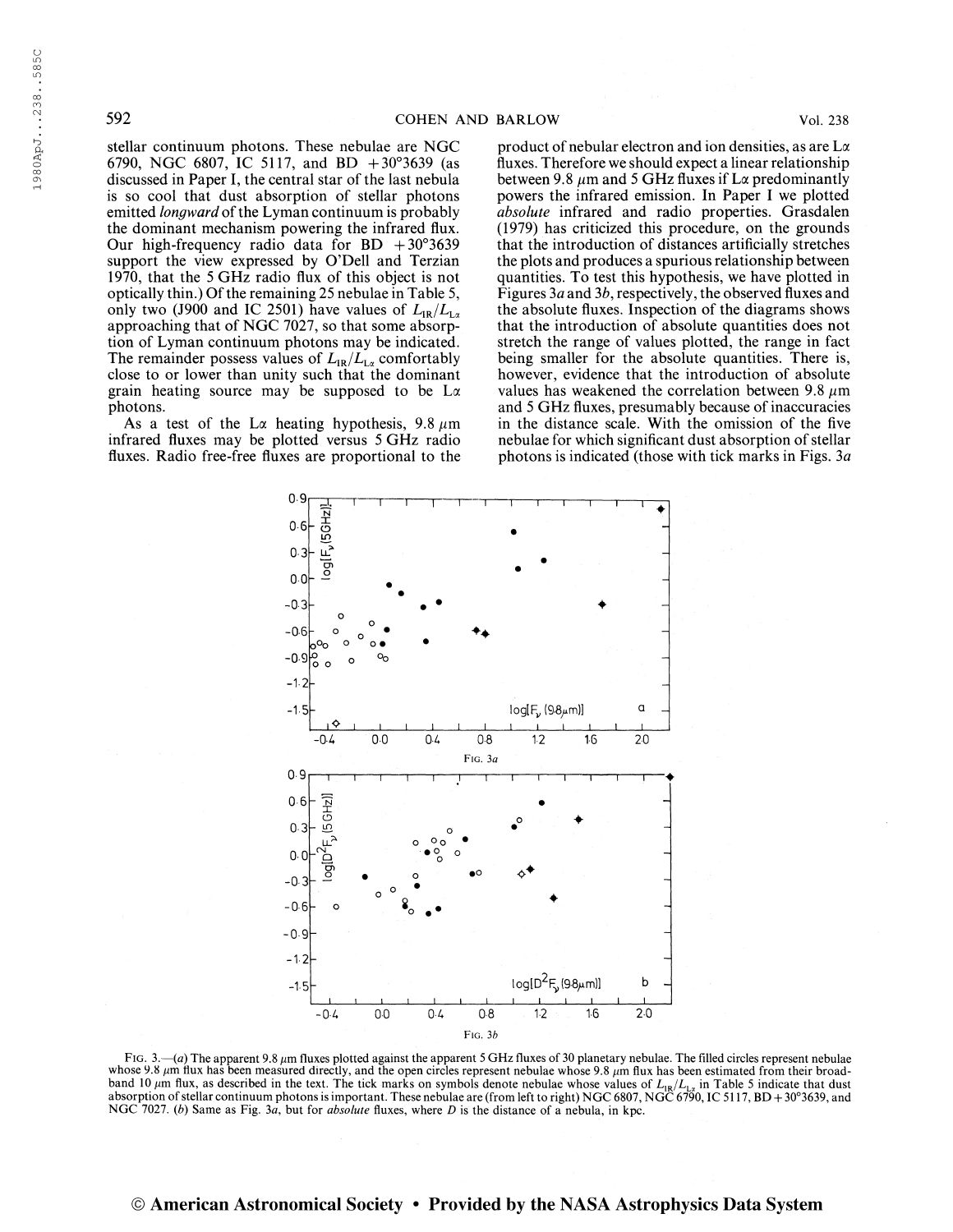stellar continuum photons. These nebulae are NGC 6790, NGC 6807, IC 5117, and BD +30°3639 (as discussed in Paper I, the central star of the last nebula is so cool that dust absorption of stellar photons emitted *longward* of the Lyman continuum is probably the dominant mechanism powering the infrared flux. Our high-frequency radio data for BD +30°3639 support the view expressed by O'Dell and Terzian 1970, that the 5 GHz radio flux of this object is not optically thin.) Of the remaining 25 nebulae in Table 5, only two (J900 and IC 2501) have values of $L_{IR}/L_{L\alpha}$ approaching that of NGC 7027, so that some absorption of Lyman continuum photons may be indicated. The remainder possess values of $L_{IR}/L_{L\alpha}$ comfortably close to or lower than unity such that the dominant grain heating source may be supposed to be L$\alpha$ photons.

As a test of the L$\alpha$ heating hypothesis, 9.8 $\mu$m infrared fluxes may be plotted versus 5 GHz radio fluxes. Radio free-free fluxes are proportional to the product of nebular electron and ion densities, as are L$\alpha$ fluxes. Therefore we should expect a linear relationship between 9.8 $\mu$m and 5 GHz fluxes if L$\alpha$ predominantly powers the infrared emission. In Paper I we plotted *absolute* infrared and radio properties. Grasdalen (1979) has criticized this procedure, on the grounds that the introduction of distances artificially stretches the plots and produces a spurious relationship between quantities. To test this hypothesis, we have plotted in Figures 3*a* and 3*b*, respectively, the observed fluxes and the absolute fluxes. Inspection of the diagrams shows that the introduction of absolute quantities does not stretch the range of values plotted, the range in fact being smaller for the absolute quantities. There is, however, evidence that the introduction of absolute values has weakened the correlation between 9.8 $\mu$m and 5 GHz fluxes, presumably because of inaccuracies in the distance scale. With the omission of the five nebulae for which significant dust absorption of stellar photons is indicated (those with tick marks in Figs. 3*a*

FIG. 3*a*

FIG. 3*b*

FIG. 3.—(*a*) The apparent 9.8 $\mu$m fluxes plotted against the apparent 5 GHz fluxes of 30 planetary nebulae. The filled circles represent nebulae whose 9.8 $\mu$m flux has been measured directly, and the open circles represent nebulae whose 9.8 $\mu$m flux has been estimated from their broad-band 10 $\mu$m flux, as described in the text. The tick marks on symbols denote nebulae whose values of $L_{IR}/L_{L\alpha}$ in Table 5 indicate that dust absorption of stellar continuum photons is important. These nebulae are (from left to right) NGC 6807, NGC 6790, IC 5117, BD +30°3639, and NGC 7027. (*b*) Same as Fig. 3*a*, but for *absolute* fluxes, where *D* is the distance of a nebula, in kpc.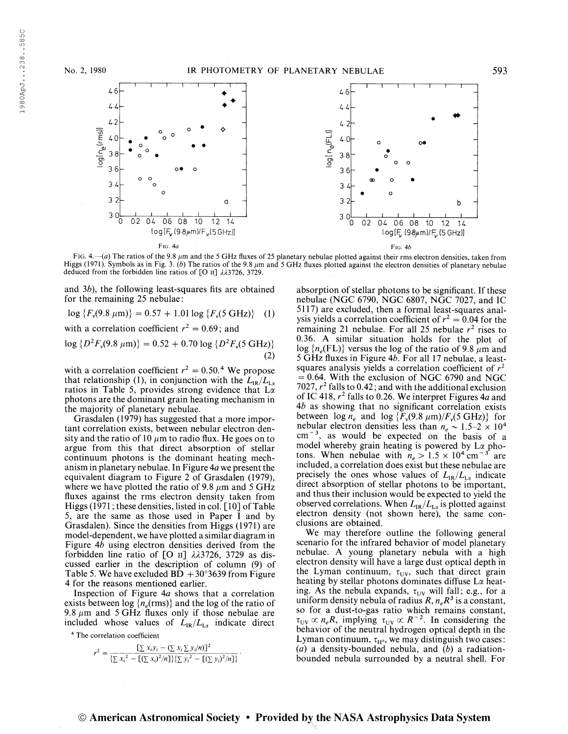FIG. 4a

FIG. 4b

FIG. 4.—(*a*) The ratios of the 9.8 μm and the 5 GHz fluxes of 25 planetary nebulae plotted against their rms electron densities, taken from Higgs (1971). Symbols as in Fig. 3. (*b*) The ratios of the 9.8 μm and 5 GHz fluxes plotted against the electron densities of planetary nebulae deduced from the forbidden line ratios of [O II] λλ3726, 3729.

and 3*b*), the following least-squares fits are obtained for the remaining 25 nebulae:

$$\log \{F_\nu(9.8\ \mu\text{m})\} = 0.57 + 1.01 \log \{F_\nu(5\ \text{GHz})\} \quad (1)$$

with a correlation coefficient $r^2 = 0.69$; and

$$\log \{D^2F_\nu(9.8\ \mu\text{m})\} = 0.52 + 0.70 \log \{D^2F_\nu(5\ \text{GHz})\} \quad (2)$$

with a correlation coefficient $r^2 = 0.50$.[4] We propose that relationship (1), in conjunction with the $L_{\text{IR}}/L_{\text{L}\alpha}$ ratios in Table 5, provides strong evidence that Lα photons are the dominant grain heating mechanism in the majority of planetary nebulae.

Grasdalen (1979) has suggested that a more important correlation exists, between nebular electron density and the ratio of 10 μm to radio flux. He goes on to argue from this that direct absorption of stellar continuum photons is the dominant heating mechanism in planetary nebulae. In Figure 4*a* we present the equivalent diagram to Figure 2 of Grasdalen (1979), where we have plotted the ratio of 9.8 μm and 5 GHz fluxes against the rms electron density taken from Higgs (1971; these densities, listed in col. [10] of Table 5, are the same as those used in Paper I and by Grasdalen). Since the densities from Higgs (1971) are model-dependent, we have plotted a similar diagram in Figure 4*b* using electron densities derived from the forbidden line ratio of [O II] λλ3726, 3729 as discussed earlier in the description of column (9) of Table 5. We have excluded BD +30°3639 from Figure 4 for the reasons mentioned earlier.

Inspection of Figure 4*a* shows that a correlation exists between $\log \{n_e(\text{rms})\}$ and the log of the ratio of 9.8 μm and 5 GHz fluxes only if those nebulae are included whose values of $L_{\text{IR}}/L_{\text{L}\alpha}$ indicate direct absorption of stellar photons to be significant. If these nebulae (NGC 6790, NGC 6807, NGC 7027, and IC 5117) are excluded, then a formal least-squares analysis yields a correlation coefficient of $r^2 = 0.04$ for the remaining 21 nebulae. For all 25 nebulae $r^2$ rises to 0.36. A similar situation holds for the plot of $\log \{n_e(\text{FL})\}$ versus the log of the ratio of 9.8 μm and 5 GHz fluxes in Figure 4*b*. For all 17 nebulae, a least-squares analysis yields a correlation coefficient of $r^2 = 0.64$. With the exclusion of NGC 6790 and NGC 7027, $r^2$ falls to 0.42; and with the additional exclusion of IC 418, $r^2$ falls to 0.26. We interpret Figures 4*a* and 4*b* as showing that no significant correlation exists between $\log n_e$ and $\log \{F_\nu(9.8\ \mu\text{m})/F_\nu(5\ \text{GHz})\}$ for nebular electron densities less than $n_e \sim 1.5\text{–}2 \times 10^4$ cm$^{-3}$, as would be expected on the basis of a model whereby grain heating is powered by Lα photons. When nebulae with $n_e > 1.5 \times 10^4$ cm$^{-3}$ are included, a correlation does exist but these nebulae are precisely the ones whose values of $L_{\text{IR}}/L_{\text{L}\alpha}$ indicate direct absorption of stellar photons to be important, and thus their inclusion would be expected to yield the observed correlations. When $L_{\text{IR}}/L_{\text{L}\alpha}$ is plotted against electron density (not shown here), the same conclusions are obtained.

We may therefore outline the following general scenario for the infrared behavior of model planetary nebulae. A young planetary nebula with a high electron density will have a large dust optical depth in the Lyman continuum, $\tau_{\text{UV}}$, such that direct grain heating by stellar photons dominates diffuse Lα heating. As the nebula expands, $\tau_{\text{UV}}$ will fall; e.g., for a uniform density nebula of radius $R$, $n_eR^3$ is a constant, so for a dust-to-gas ratio which remains constant, $\tau_{\text{UV}} \propto n_eR$, implying $\tau_{\text{UV}} \propto R^{-2}$. In considering the behavior of the neutral hydrogen optical depth in the Lyman continuum, $\tau_{\text{H}^0}$, we may distinguish two cases: (*a*) a density-bounded nebula, and (*b*) a radiation-bounded nebula surrounded by a neutral shell. For

[4] The correlation coefficient

$$r^2 = \frac{[\sum x_iy_i - (\sum x_i \sum y_i/n)]^2}{\{\sum x_i^2 - [(\sum x_i)^2/n]\}\{\sum y_i^2 - [(\sum y_i)^2/n]\}}.$$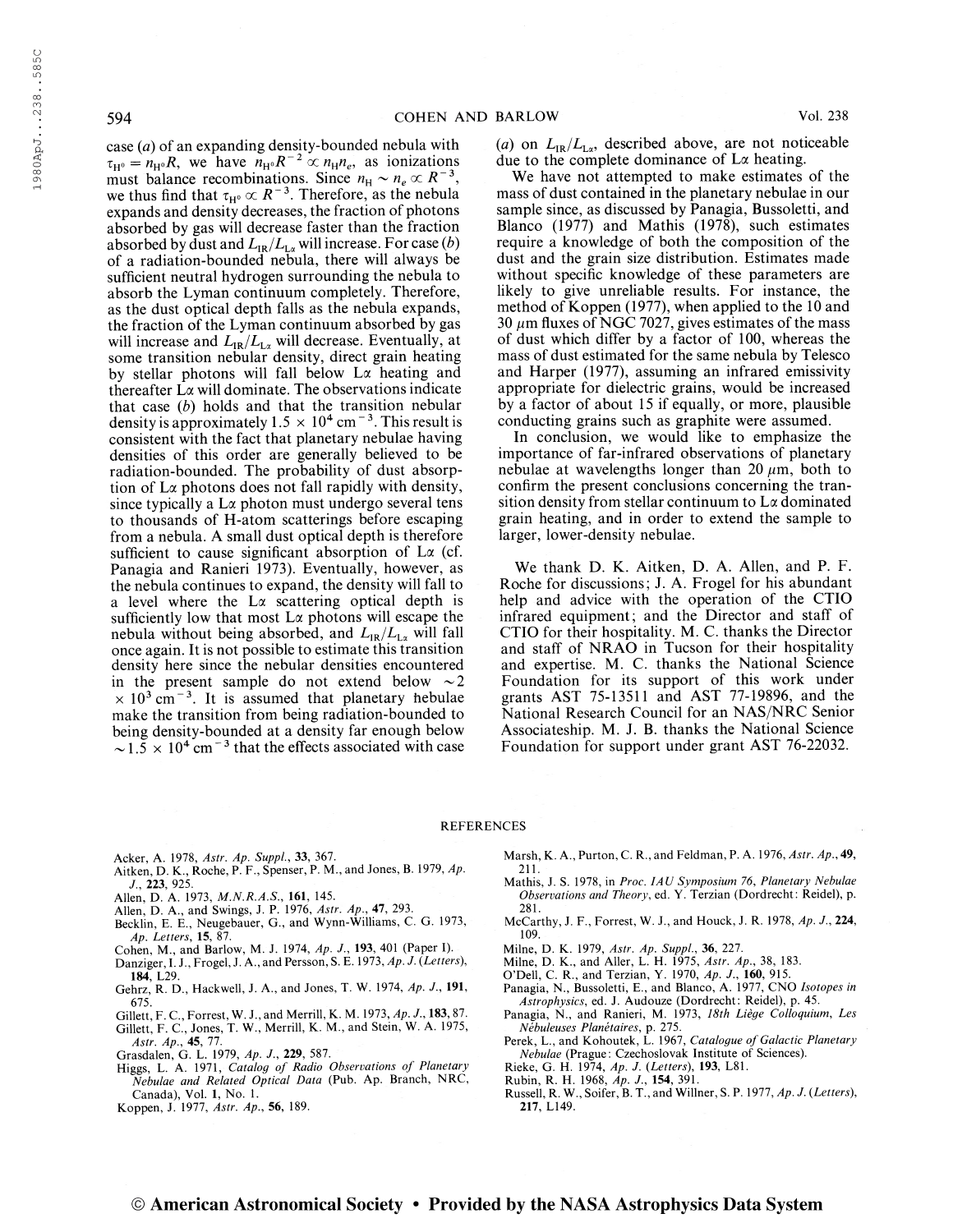case (*a*) of an expanding density-bounded nebula with $\tau_{\mathrm{H}^0} = n_{\mathrm{H}^0} R$, we have $n_{\mathrm{H}^0} R^{-2} \propto n_{\mathrm{H}} n_e$, as ionizations must balance recombinations. Since $n_{\mathrm{H}} \sim n_e \propto R^{-3}$, we thus find that $\tau_{\mathrm{H}^0} \propto R^{-3}$. Therefore, as the nebula expands and density decreases, the fraction of photons absorbed by gas will decrease faster than the fraction absorbed by dust and $L_{\mathrm{IR}}/L_{\mathrm{L}\alpha}$ will increase. For case (*b*) of a radiation-bounded nebula, there will always be sufficient neutral hydrogen surrounding the nebula to absorb the Lyman continuum completely. Therefore, as the dust optical depth falls as the nebula expands, the fraction of the Lyman continuum absorbed by gas will increase and $L_{\mathrm{IR}}/L_{\mathrm{L}\alpha}$ will decrease. Eventually, at some transition nebular density, direct grain heating by stellar photons will fall below L$\alpha$ heating and thereafter L$\alpha$ will dominate. The observations indicate that case (*b*) holds and that the transition nebular density is approximately $1.5 \times 10^4$ cm$^{-3}$. This result is consistent with the fact that planetary nebulae having densities of this order are generally believed to be radiation-bounded. The probability of dust absorption of L$\alpha$ photons does not fall rapidly with density, since typically a L$\alpha$ photon must undergo several tens to thousands of H-atom scatterings before escaping from a nebula. A small dust optical depth is therefore sufficient to cause significant absorption of L$\alpha$ (cf. Panagia and Ranieri 1973). Eventually, however, as the nebula continues to expand, the density will fall to a level where the L$\alpha$ scattering optical depth is sufficiently low that most L$\alpha$ photons will escape the nebula without being absorbed, and $L_{\mathrm{IR}}/L_{\mathrm{L}\alpha}$ will fall once again. It is not possible to estimate this transition density here since the nebular densities encountered in the present sample do not extend below $\sim 2 \times 10^3$ cm$^{-3}$. It is assumed that planetary nebulae make the transition from being radiation-bounded to being density-bounded at a density far enough below $\sim 1.5 \times 10^4$ cm$^{-3}$ that the effects associated with case (*a*) on $L_{\mathrm{IR}}/L_{\mathrm{L}\alpha}$, described above, are not noticeable due to the complete dominance of L$\alpha$ heating.

We have not attempted to make estimates of the mass of dust contained in the planetary nebulae in our sample since, as discussed by Panagia, Bussoletti, and Blanco (1977) and Mathis (1978), such estimates require a knowledge of both the composition of the dust and the grain size distribution. Estimates made without specific knowledge of these parameters are likely to give unreliable results. For instance, the method of Koppen (1977), when applied to the 10 and 30 $\mu$m fluxes of NGC 7027, gives estimates of the mass of dust which differ by a factor of 100, whereas the mass of dust estimated for the same nebula by Telesco and Harper (1977), assuming an infrared emissivity appropriate for dielectric grains, would be increased by a factor of about 15 if equally, or more, plausible conducting grains such as graphite were assumed.

In conclusion, we would like to emphasize the importance of far-infrared observations of planetary nebulae at wavelengths longer than 20 $\mu$m, both to confirm the present conclusions concerning the transition density from stellar continuum to L$\alpha$ dominated grain heating, and in order to extend the sample to larger, lower-density nebulae.

We thank D. K. Aitken, D. A. Allen, and P. F. Roche for discussions; J. A. Frogel for his abundant help and advice with the operation of the CTIO infrared equipment; and the Director and staff of CTIO for their hospitality. M. C. thanks the Director and staff of NRAO in Tucson for their hospitality and expertise. M. C. thanks the National Science Foundation for its support of this work under grants AST 75-13511 and AST 77-19896, and the National Research Council for an NAS/NRC Senior Associateship. M. J. B. thanks the National Science Foundation for support under grant AST 76-22032.

## REFERENCES

Acker, A. 1978, *Astr. Ap. Suppl.*, **33**, 367.
Aitken, D. K., Roche, P. F., Spenser, P. M., and Jones, B. 1979, *Ap. J.*, **223**, 925.
Allen, D. A. 1973, *M.N.R.A.S.*, **161**, 145.
Allen, D. A., and Swings, J. P. 1976, *Astr. Ap.*, **47**, 293.
Becklin, E. E., Neugebauer, G., and Wynn-Williams, C. G. 1973, *Ap. Letters*, **15**, 87.
Cohen, M., and Barlow, M. J. 1974, *Ap. J.*, **193**, 401 (Paper I).
Danziger, I. J., Frogel, J. A., and Persson, S. E. 1973, *Ap. J.* (*Letters*), **184**, L29.
Gehrz, R. D., Hackwell, J. A., and Jones, T. W. 1974, *Ap. J.*, **191**, 675.
Gillett, F. C., Forrest, W. J., and Merrill, K. M. 1973, *Ap. J.*, **183**, 87.
Gillett, F. C., Jones, T. W., Merrill, K. M., and Stein, W. A. 1975, *Astr. Ap.*, **45**, 77.
Grasdalen, G. L. 1979, *Ap. J.*, **229**, 587.
Higgs, L. A. 1971, *Catalog of Radio Observations of Planetary Nebulae and Related Optical Data* (Pub. Ap. Branch, NRC, Canada), Vol. **1**, No. 1.
Koppen, J. 1977, *Astr. Ap.*, **56**, 189.
Marsh, K. A., Purton, C. R., and Feldman, P. A. 1976, *Astr. Ap.*, **49**, 211.
Mathis, J. S. 1978, in *Proc. IAU Symposium 76, Planetary Nebulae Observations and Theory*, ed. Y. Terzian (Dordrecht: Reidel), p. 281.
McCarthy, J. F., Forrest, W. J., and Houck, J. R. 1978, *Ap. J.*, **224**, 109.
Milne, D. K. 1979, *Astr. Ap. Suppl.*, **36**, 227.
Milne, D. K., and Aller, L. H. 1975, *Astr. Ap.*, 38, 183.
O'Dell, C. R., and Terzian, Y. 1970, *Ap. J.*, **160**, 915.
Panagia, N., Bussoletti, E., and Blanco, A. 1977, CNO *Isotopes in Astrophysics*, ed. J. Audouze (Dordrecht: Reidel), p. 45.
Panagia, N., and Ranieri, M. 1973, *18th Liège Colloquium, Les Nébuleuses Planétaires*, p. 275.
Perek, L., and Kohoutek, L. 1967, *Catalogue of Galactic Planetary Nebulae* (Prague: Czechoslovak Institute of Sciences).
Rieke, G. H. 1974, *Ap. J.* (*Letters*), **193**, L81.
Rubin, R. H. 1968, *Ap. J.*, **154**, 391.
Russell, R. W., Soifer, B. T., and Willner, S. P. 1977, *Ap. J.* (*Letters*), **217**, L149.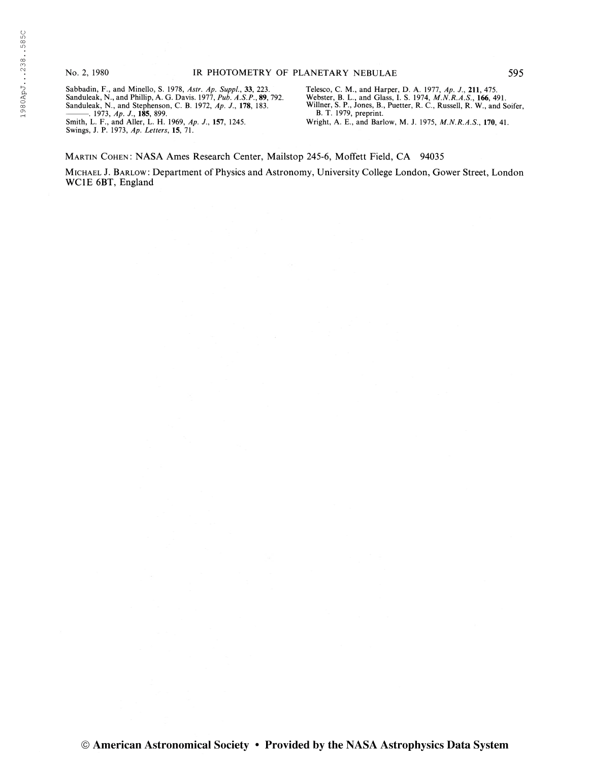Sabbadin, F., and Minello, S. 1978, *Astr. Ap. Suppl.*, **33**, 223.
Sanduleak, N., and Phillip, A. G. Davis. 1977, *Pub. A.S.P.*, **89**, 792.
Sanduleak, N., and Stephenson, C. B. 1972, *Ap. J.*, **178**, 183.
———. 1973, *Ap. J.*, **185**, 899.
Smith, L. F., and Aller, L. H. 1969, *Ap. J.*, **157**, 1245.
Swings, J. P. 1973, *Ap. Letters*, **15**, 71.
Telesco, C. M., and Harper, D. A. 1977, *Ap. J.*, **211**, 475.
Webster, B. L., and Glass, I. S. 1974, *M.N.R.A.S.*, **166**, 491.
Willner, S. P., Jones, B., Puetter, R. C., Russell, R. W., and Soifer, B. T. 1979, preprint.
Wright, A. E., and Barlow, M. J. 1975, *M.N.R.A.S.*, **170**, 41.

MARTIN COHEN: NASA Ames Research Center, Mailstop 245-6, Moffett Field, CA 94035

MICHAEL J. BARLOW: Department of Physics and Astronomy, University College London, Gower Street, London WC1E 6BT, England